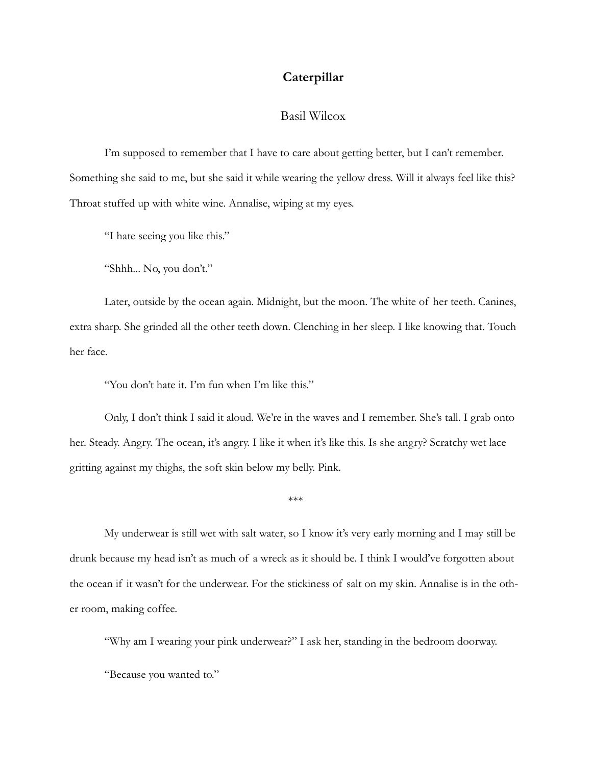# Caterpillar

Basil Wilcox

I'm supposed to remember that I have to care about getting better, but I can't remember. Something she said to me, but she said it while wearing the yellow dress. Will it always feel like this? Throat stuffed up with white wine. Annalise, wiping at my eyes.

"I hate seeing you like this."

"Shhh... No, you don't."

Later, outside by the ocean again. Midnight, but the moon. The white of her teeth. Canines, extra sharp. She grinded all the other teeth down. Clenching in her sleep. I like knowing that. Touch her face.

"You don't hate it. I'm fun when I'm like this."

Only, I don't think I said it aloud. We're in the waves and I remember. She's tall. I grab onto her. Steady. Angry. The ocean, it's angry. I like it when it's like this. Is she angry? Scratchy wet lace gritting against my thighs, the soft skin below my belly. Pink.

\*\*\*

My underwear is still wet with salt water, so I know it's very early morning and I may still be drunk because my head isn't as much of a wreck as it should be. I think I would've forgotten about the ocean if it wasn't for the underwear. For the stickiness of salt on my skin. Annalise is in the other room, making coffee.

"Why am I wearing your pink underwear?" I ask her, standing in the bedroom doorway.

"Because you wanted to."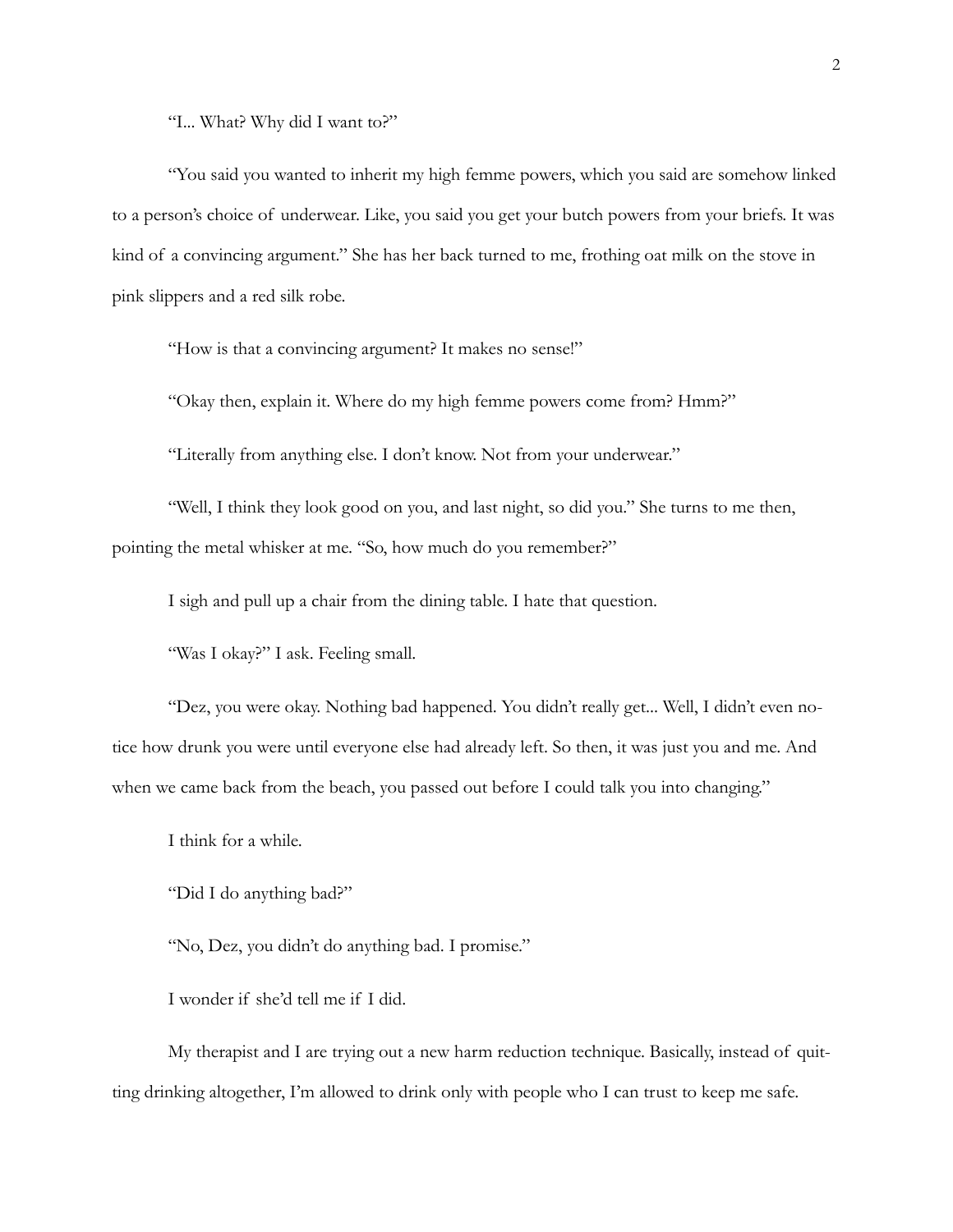"I... What? Why did I want to?"

"You said you wanted to inherit my high femme powers, which you said are somehow linked to a person's choice of underwear. Like, you said you get your butch powers from your briefs. It was kind of a convincing argument." She has her back turned to me, frothing oat milk on the stove in pink slippers and a red silk robe.

"How is that a convincing argument? It makes no sense!"

"Okay then, explain it. Where do my high femme powers come from? Hmm?"

"Literally from anything else. I don't know. Not from your underwear."

"Well, I think they look good on you, and last night, so did you." She turns to me then, pointing the metal whisker at me. "So, how much do you remember?"

I sigh and pull up a chair from the dining table. I hate that question.

"Was I okay?" I ask. Feeling small.

"Dez, you were okay. Nothing bad happened. You didn't really get... Well, I didn't even notice how drunk you were until everyone else had already left. So then, it was just you and me. And when we came back from the beach, you passed out before I could talk you into changing."

I think for a while.

"Did I do anything bad?"

"No, Dez, you didn't do anything bad. I promise."

I wonder if she'd tell me if I did.

My therapist and I are trying out a new harm reduction technique. Basically, instead of quitting drinking altogether, I'm allowed to drink only with people who I can trust to keep me safe.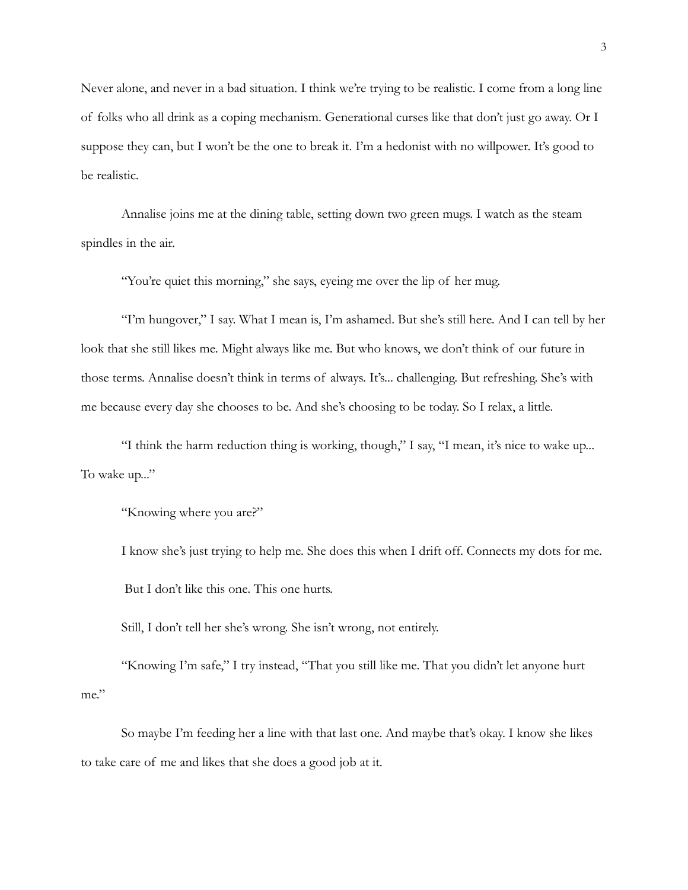Never alone, and never in a bad situation. I think we're trying to be realistic. I come from a long line of folks who all drink as a coping mechanism. Generational curses like that don't just go away. Or I suppose they can, but I won't be the one to break it. I'm a hedonist with no willpower. It's good to be realistic.

Annalise joins me at the dining table, setting down two green mugs. I watch as the steam spindles in the air.

"You're quiet this morning," she says, eyeing me over the lip of her mug.

"I'm hungover," I say. What I mean is, I'm ashamed. But she's still here. And I can tell by her look that she still likes me. Might always like me. But who knows, we don't think of our future in those terms. Annalise doesn't think in terms of always. It's... challenging. But refreshing. She's with me because every day she chooses to be. And she's choosing to be today. So I relax, a little.

"I think the harm reduction thing is working, though," I say, "I mean, it's nice to wake up... To wake up..."

"Knowing where you are?"

I know she's just trying to help me. She does this when I drift off. Connects my dots for me.

But I don't like this one. This one hurts.

Still, I don't tell her she's wrong. She isn't wrong, not entirely.

"Knowing I'm safe," I try instead, "That you still like me. That you didn't let anyone hurt me."

So maybe I'm feeding her a line with that last one. And maybe that's okay. I know she likes to take care of me and likes that she does a good job at it.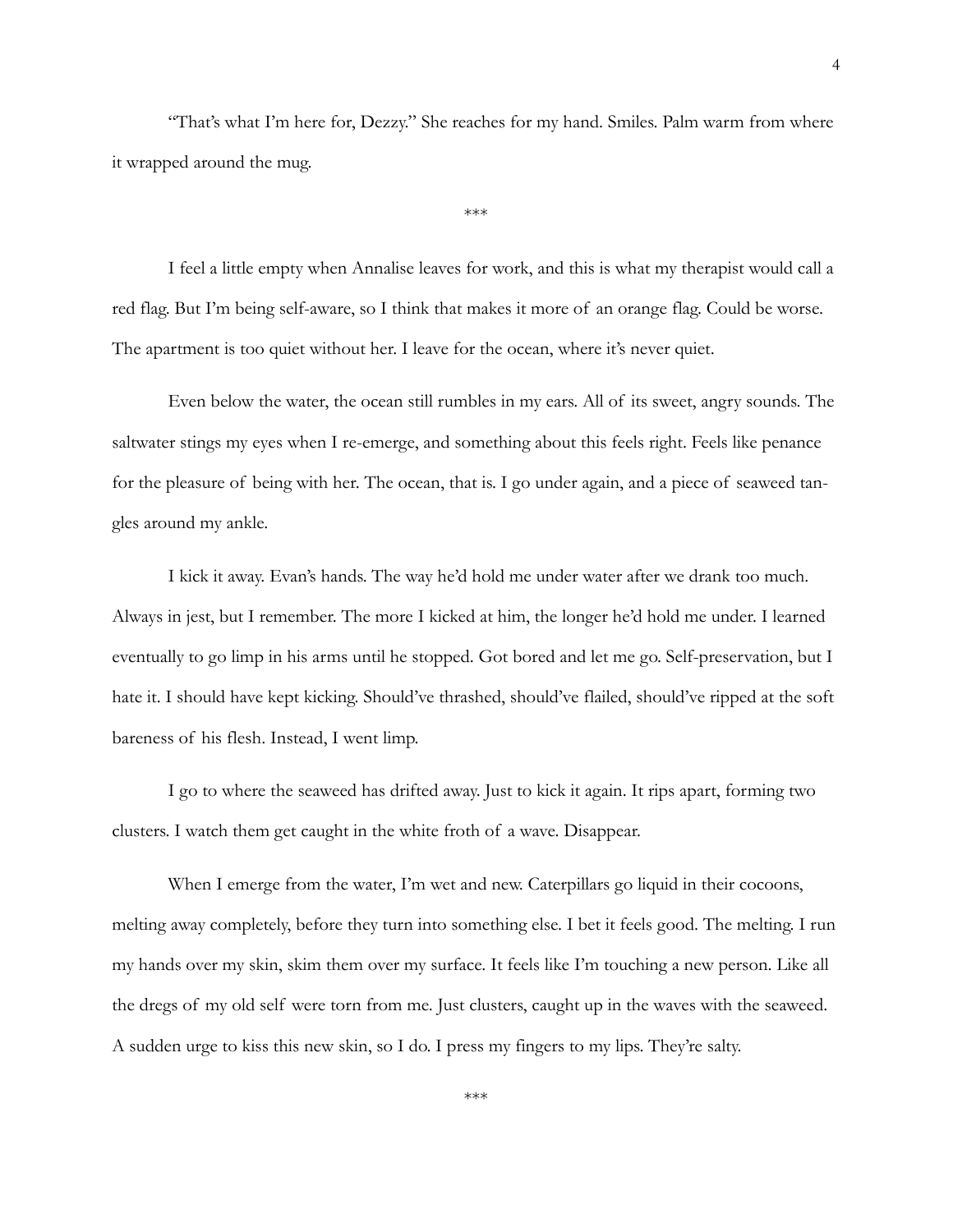"That's what I'm here for, Dezzy." She reaches for my hand. Smiles. Palm warm from where it wrapped around the mug.

***

I feel a little empty when Annalise leaves for work, and this is what my therapist would call a red flag. But I'm being self-aware, so I think that makes it more of an orange flag. Could be worse. The apartment is too quiet without her. I leave for the ocean, where it's never quiet.

Even below the water, the ocean still rumbles in my ears. All of its sweet, angry sounds. The saltwater stings my eyes when I re-emerge, and something about this feels right. Feels like penance for the pleasure of being with her. The ocean, that is. I go under again, and a piece of seaweed tangles around my ankle.

I kick it away. Evan's hands. The way he'd hold me under water after we drank too much. Always in jest, but I remember. The more I kicked at him, the longer he'd hold me under. I learned eventually to go limp in his arms until he stopped. Got bored and let me go. Self-preservation, but I hate it. I should have kept kicking. Should've thrashed, should've flailed, should've ripped at the soft bareness of his flesh. Instead, I went limp.

I go to where the seaweed has drifted away. Just to kick it again. It rips apart, forming two clusters. I watch them get caught in the white froth of a wave. Disappear.

When I emerge from the water, I'm wet and new. Caterpillars go liquid in their cocoons, melting away completely, before they turn into something else. I bet it feels good. The melting. I run my hands over my skin, skim them over my surface. It feels like I'm touching a new person. Like all the dregs of my old self were torn from me. Just clusters, caught up in the waves with the seaweed. A sudden urge to kiss this new skin, so I do. I press my fingers to my lips. They're salty.

***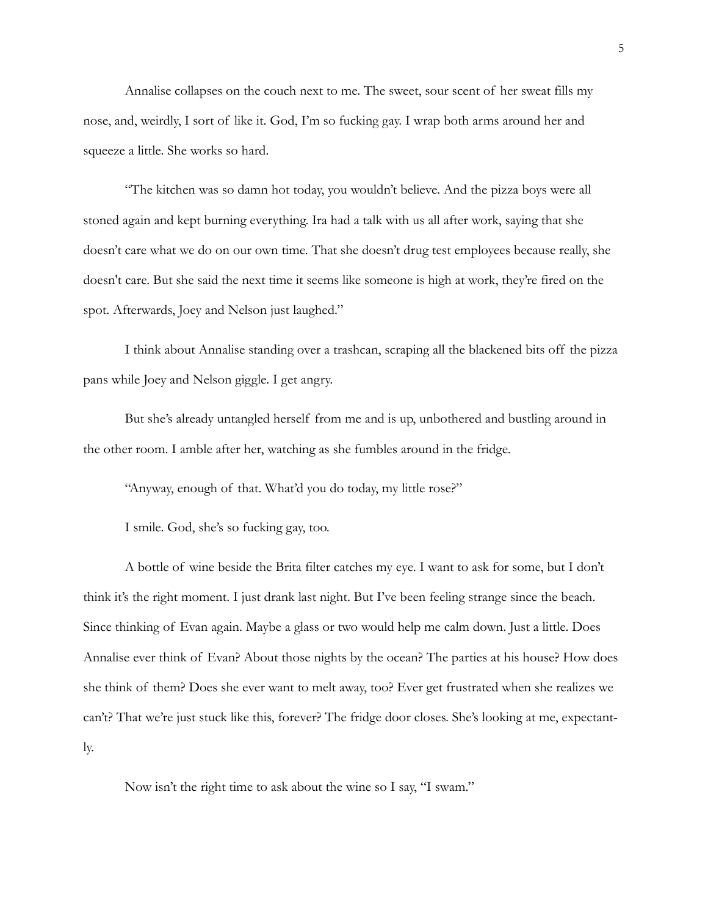Annalise collapses on the couch next to me. The sweet, sour scent of her sweat fills my nose, and, weirdly, I sort of like it. God, I'm so fucking gay. I wrap both arms around her and squeeze a little. She works so hard.

"The kitchen was so damn hot today, you wouldn't believe. And the pizza boys were all stoned again and kept burning everything. Ira had a talk with us all after work, saying that she doesn't care what we do on our own time. That she doesn't drug test employees because really, she doesn't care. But she said the next time it seems like someone is high at work, they're fired on the spot. Afterwards, Joey and Nelson just laughed."

I think about Annalise standing over a trashcan, scraping all the blackened bits off the pizza pans while Joey and Nelson giggle. I get angry.

But she's already untangled herself from me and is up, unbothered and bustling around in the other room. I amble after her, watching as she fumbles around in the fridge.

"Anyway, enough of that. What'd you do today, my little rose?"

I smile. God, she's so fucking gay, too.

A bottle of wine beside the Brita filter catches my eye. I want to ask for some, but I don't think it's the right moment. I just drank last night. But I've been feeling strange since the beach. Since thinking of Evan again. Maybe a glass or two would help me calm down. Just a little. Does Annalise ever think of Evan? About those nights by the ocean? The parties at his house? How does she think of them? Does she ever want to melt away, too? Ever get frustrated when she realizes we can't? That we're just stuck like this, forever? The fridge door closes. She's looking at me, expectantly.

Now isn't the right time to ask about the wine so I say, "I swam."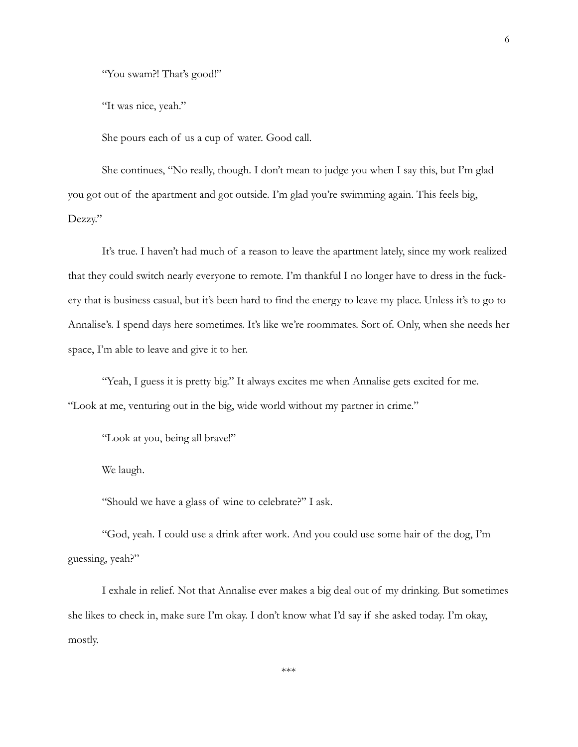"You swam?! That's good!"

"It was nice, yeah."

She pours each of us a cup of water. Good call.

She continues, "No really, though. I don't mean to judge you when I say this, but I'm glad you got out of the apartment and got outside. I'm glad you're swimming again. This feels big, Dezzy."

It's true. I haven't had much of a reason to leave the apartment lately, since my work realized that they could switch nearly everyone to remote. I'm thankful I no longer have to dress in the fuckery that is business casual, but it's been hard to find the energy to leave my place. Unless it's to go to Annalise's. I spend days here sometimes. It's like we're roommates. Sort of. Only, when she needs her space, I'm able to leave and give it to her.

"Yeah, I guess it is pretty big." It always excites me when Annalise gets excited for me. "Look at me, venturing out in the big, wide world without my partner in crime."

"Look at you, being all brave!"

We laugh.

"Should we have a glass of wine to celebrate?" I ask.

"God, yeah. I could use a drink after work. And you could use some hair of the dog, I'm guessing, yeah?"

I exhale in relief. Not that Annalise ever makes a big deal out of my drinking. But sometimes she likes to check in, make sure I'm okay. I don't know what I'd say if she asked today. I'm okay, mostly.

***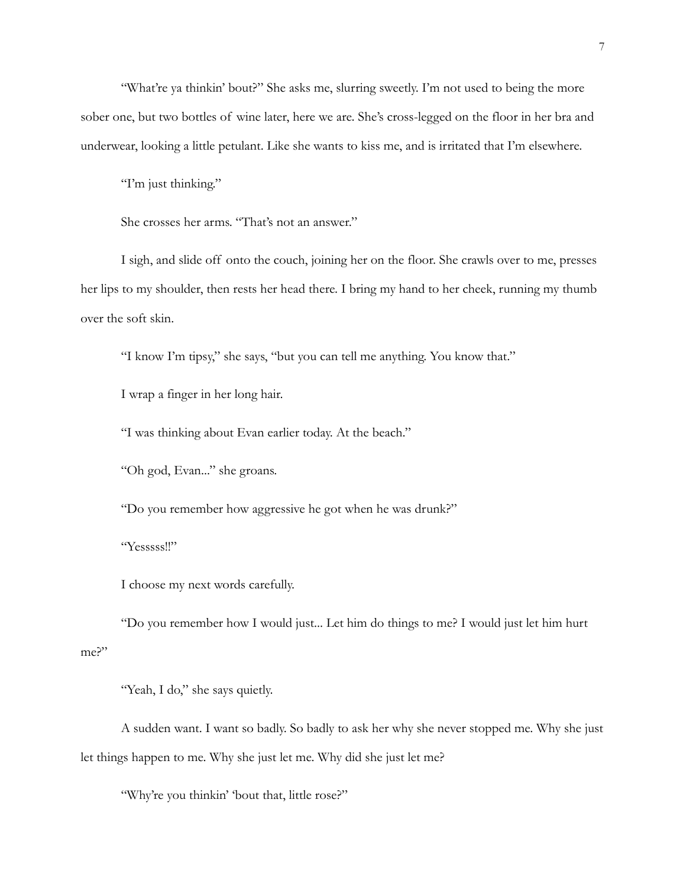"What're ya thinkin' bout?" She asks me, slurring sweetly. I'm not used to being the more sober one, but two bottles of wine later, here we are. She's cross-legged on the floor in her bra and underwear, looking a little petulant. Like she wants to kiss me, and is irritated that I'm elsewhere.

"I'm just thinking."

She crosses her arms. "That's not an answer."

I sigh, and slide off onto the couch, joining her on the floor. She crawls over to me, presses her lips to my shoulder, then rests her head there. I bring my hand to her cheek, running my thumb over the soft skin.

"I know I'm tipsy," she says, "but you can tell me anything. You know that."

I wrap a finger in her long hair.

"I was thinking about Evan earlier today. At the beach."

"Oh god, Evan..." she groans.

"Do you remember how aggressive he got when he was drunk?"

"Yesssss!!"

I choose my next words carefully.

"Do you remember how I would just... Let him do things to me? I would just let him hurt me?"

"Yeah, I do," she says quietly.

A sudden want. I want so badly. So badly to ask her why she never stopped me. Why she just let things happen to me. Why she just let me. Why did she just let me?

"Why're you thinkin' 'bout that, little rose?"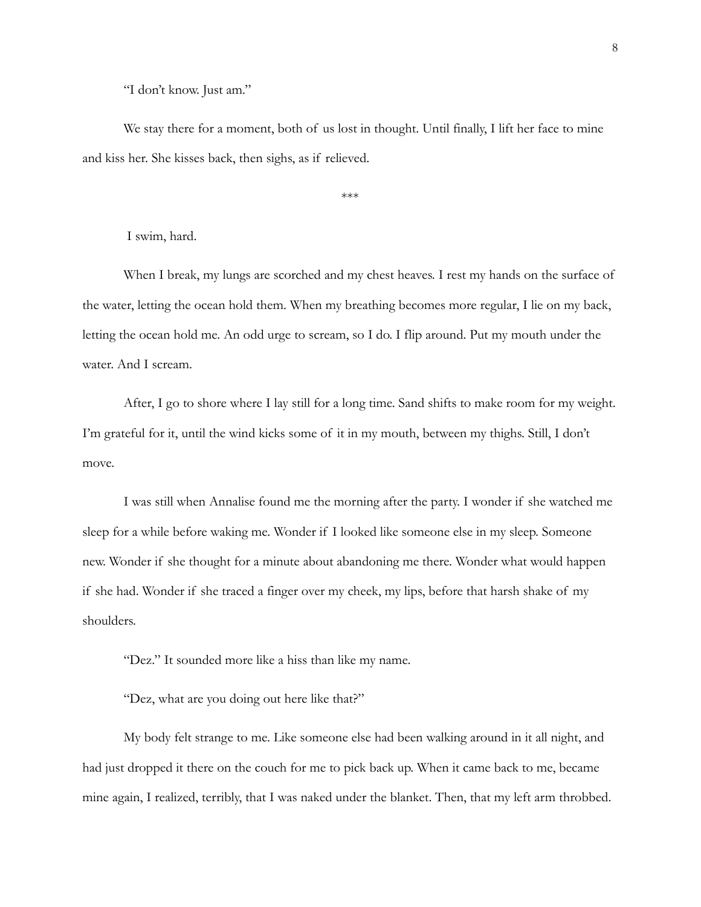"I don't know. Just am."

We stay there for a moment, both of us lost in thought. Until finally, I lift her face to mine and kiss her. She kisses back, then sighs, as if relieved.

\*\*\*

I swim, hard.

When I break, my lungs are scorched and my chest heaves. I rest my hands on the surface of the water, letting the ocean hold them. When my breathing becomes more regular, I lie on my back, letting the ocean hold me. An odd urge to scream, so I do. I flip around. Put my mouth under the water. And I scream.

After, I go to shore where I lay still for a long time. Sand shifts to make room for my weight. I'm grateful for it, until the wind kicks some of it in my mouth, between my thighs. Still, I don't move.

I was still when Annalise found me the morning after the party. I wonder if she watched me sleep for a while before waking me. Wonder if I looked like someone else in my sleep. Someone new. Wonder if she thought for a minute about abandoning me there. Wonder what would happen if she had. Wonder if she traced a finger over my cheek, my lips, before that harsh shake of my shoulders.

"Dez." It sounded more like a hiss than like my name.

"Dez, what are you doing out here like that?"

My body felt strange to me. Like someone else had been walking around in it all night, and had just dropped it there on the couch for me to pick back up. When it came back to me, became mine again, I realized, terribly, that I was naked under the blanket. Then, that my left arm throbbed.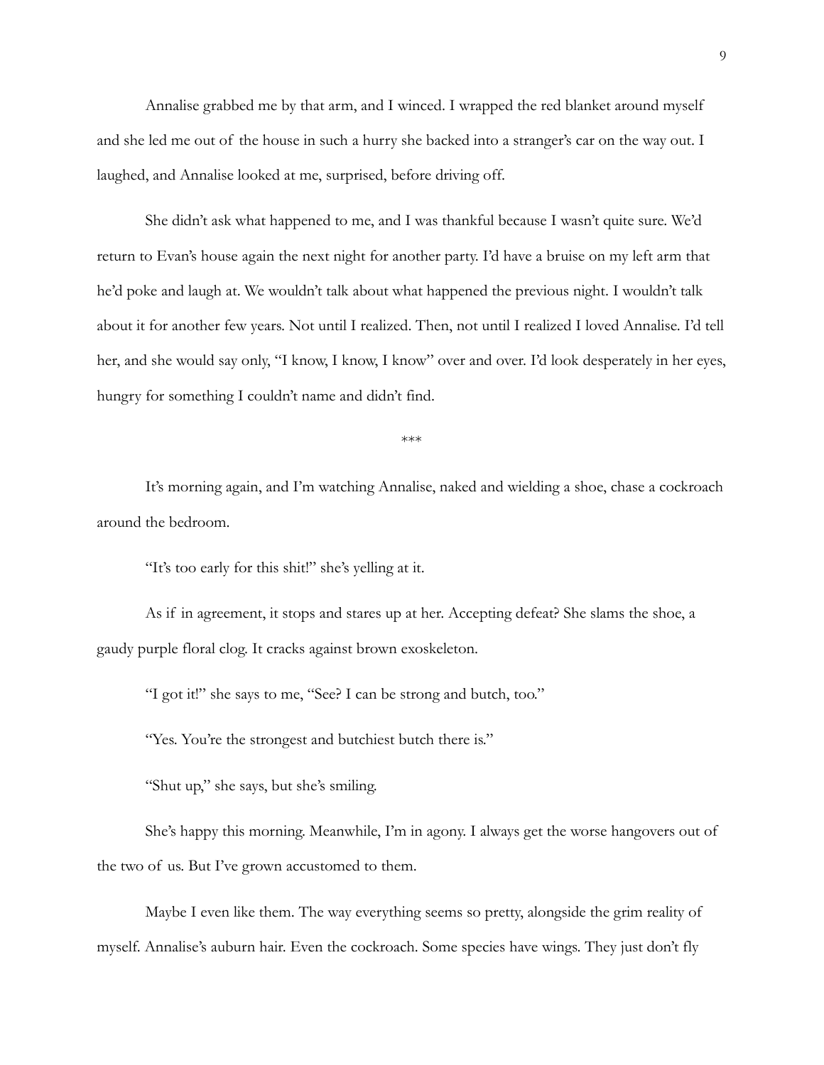Annalise grabbed me by that arm, and I winced. I wrapped the red blanket around myself and she led me out of the house in such a hurry she backed into a stranger's car on the way out. I laughed, and Annalise looked at me, surprised, before driving off.

She didn't ask what happened to me, and I was thankful because I wasn't quite sure. We'd return to Evan's house again the next night for another party. I'd have a bruise on my left arm that he'd poke and laugh at. We wouldn't talk about what happened the previous night. I wouldn't talk about it for another few years. Not until I realized. Then, not until I realized I loved Annalise. I'd tell her, and she would say only, "I know, I know, I know" over and over. I'd look desperately in her eyes, hungry for something I couldn't name and didn't find.

***

It's morning again, and I'm watching Annalise, naked and wielding a shoe, chase a cockroach around the bedroom.

"It's too early for this shit!" she's yelling at it.

As if in agreement, it stops and stares up at her. Accepting defeat? She slams the shoe, a gaudy purple floral clog. It cracks against brown exoskeleton.

"I got it!" she says to me, "See? I can be strong and butch, too."

"Yes. You're the strongest and butchiest butch there is."

"Shut up," she says, but she's smiling.

She's happy this morning. Meanwhile, I'm in agony. I always get the worse hangovers out of the two of us. But I've grown accustomed to them.

Maybe I even like them. The way everything seems so pretty, alongside the grim reality of myself. Annalise's auburn hair. Even the cockroach. Some species have wings. They just don't fly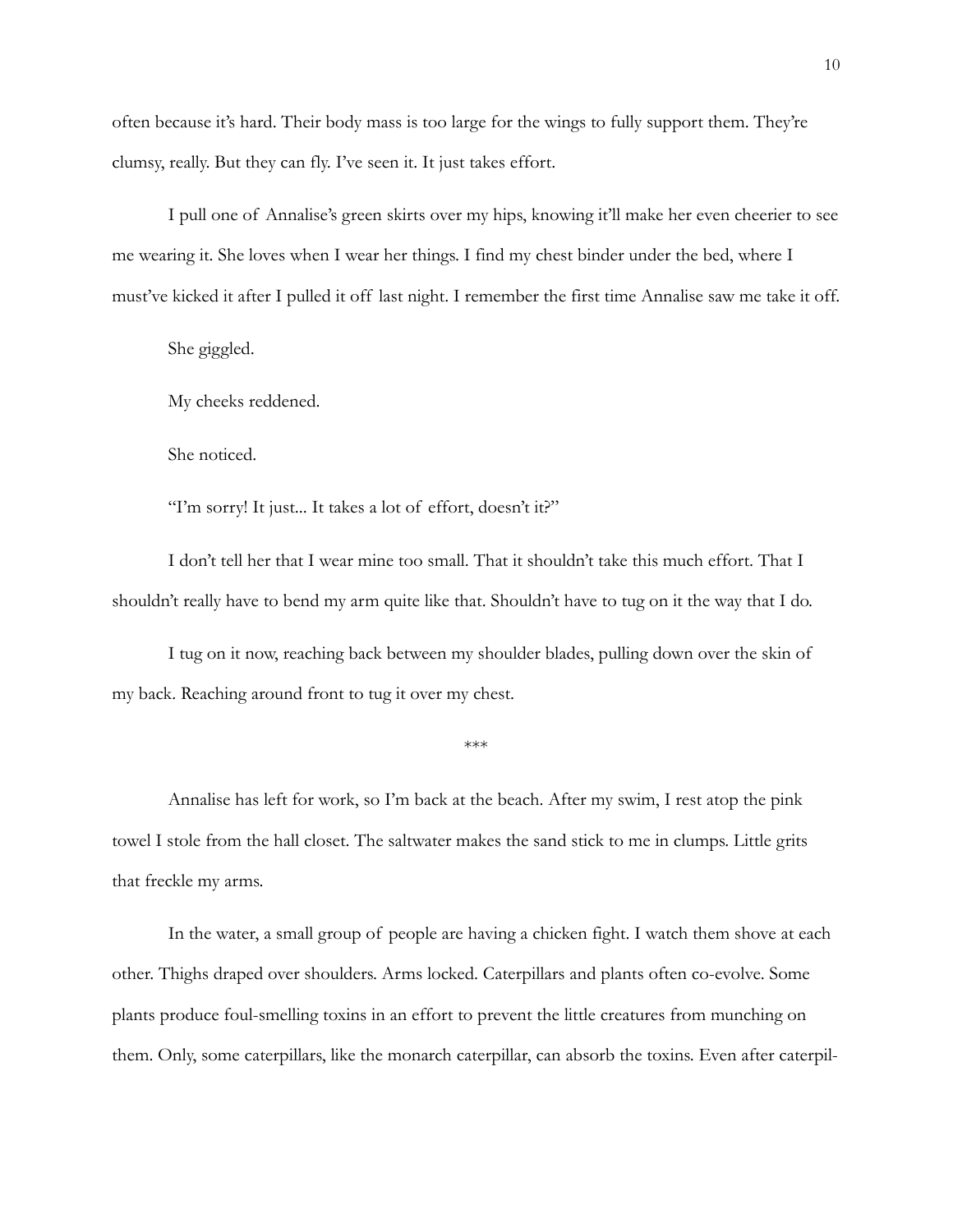often because it's hard. Their body mass is too large for the wings to fully support them. They're clumsy, really. But they can fly. I've seen it. It just takes effort.

I pull one of Annalise's green skirts over my hips, knowing it'll make her even cheerier to see me wearing it. She loves when I wear her things. I find my chest binder under the bed, where I must've kicked it after I pulled it off last night. I remember the first time Annalise saw me take it off.

She giggled.

My cheeks reddened.

She noticed.

"I'm sorry! It just... It takes a lot of effort, doesn't it?"

I don't tell her that I wear mine too small. That it shouldn't take this much effort. That I shouldn't really have to bend my arm quite like that. Shouldn't have to tug on it the way that I do.

I tug on it now, reaching back between my shoulder blades, pulling down over the skin of my back. Reaching around front to tug it over my chest.

***

Annalise has left for work, so I'm back at the beach. After my swim, I rest atop the pink towel I stole from the hall closet. The saltwater makes the sand stick to me in clumps. Little grits that freckle my arms.

In the water, a small group of people are having a chicken fight. I watch them shove at each other. Thighs draped over shoulders. Arms locked. Caterpillars and plants often co-evolve. Some plants produce foul-smelling toxins in an effort to prevent the little creatures from munching on them. Only, some caterpillars, like the monarch caterpillar, can absorb the toxins. Even after caterpil-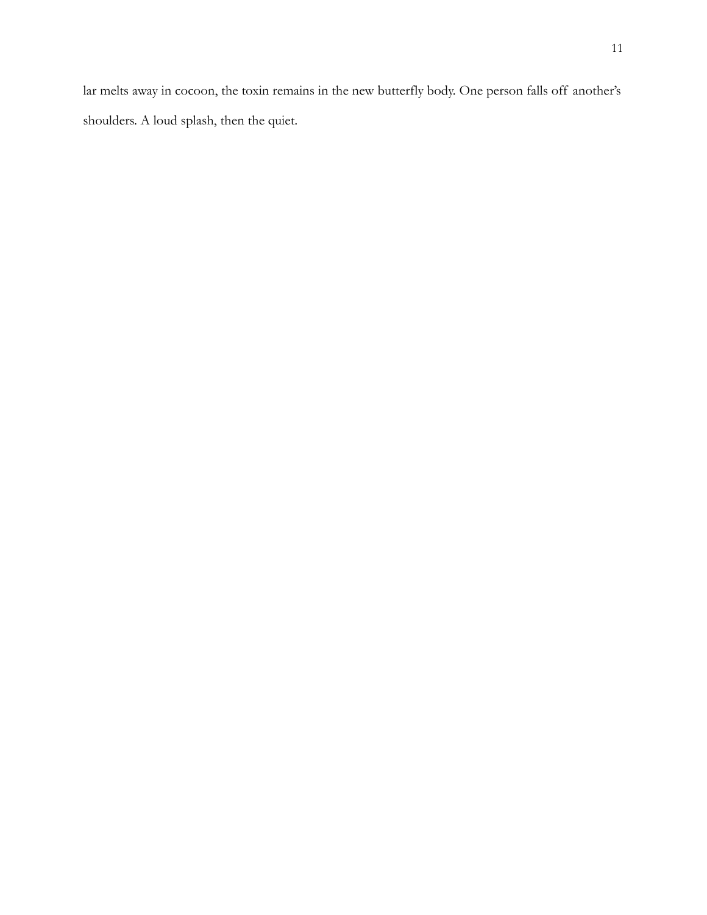lar melts away in cocoon, the toxin remains in the new butterfly body. One person falls off another's shoulders. A loud splash, then the quiet.